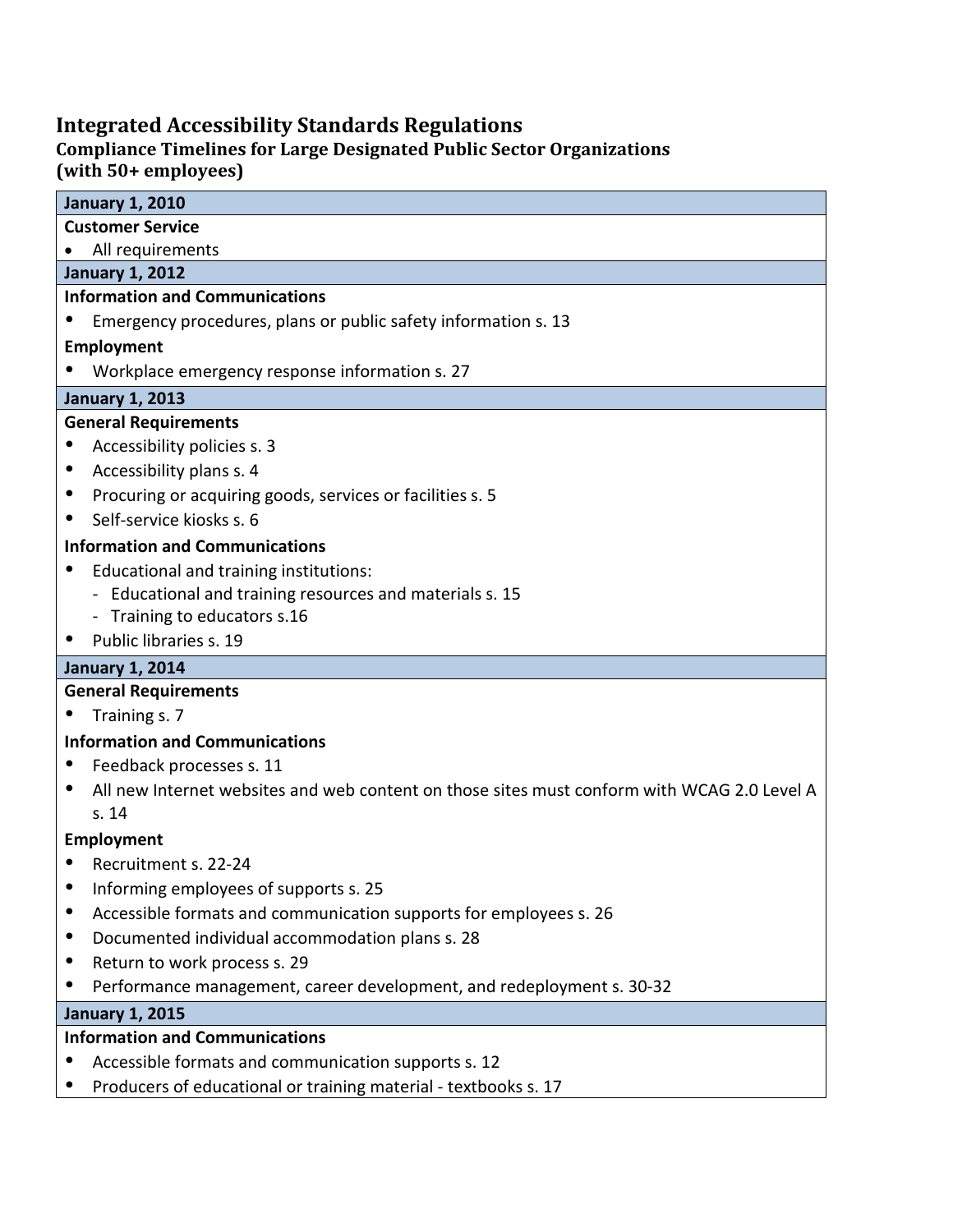# Integrated Accessibility Standards Regulations

## Compliance Timelines for Large Designated Public Sector Organizations (with 50+ employees)

### January 1, 2010

**Customer Service**

- All requirements

### January 1, 2012

**Information and Communications**

- Emergency procedures, plans or public safety information s. 13

**Employment**

- Workplace emergency response information s. 27

### January 1, 2013

**General Requirements**

- Accessibility policies s. 3
- Accessibility plans s. 4
- Procuring or acquiring goods, services or facilities s. 5
- Self-service kiosks s. 6

**Information and Communications**

- Educational and training institutions:
  - Educational and training resources and materials s. 15
  - Training to educators s.16
- Public libraries s. 19

### January 1, 2014

**General Requirements**

- Training s. 7

**Information and Communications**

- Feedback processes s. 11
- All new Internet websites and web content on those sites must conform with WCAG 2.0 Level A s. 14

**Employment**

- Recruitment s. 22-24
- Informing employees of supports s. 25
- Accessible formats and communication supports for employees s. 26
- Documented individual accommodation plans s. 28
- Return to work process s. 29
- Performance management, career development, and redeployment s. 30-32

### January 1, 2015

**Information and Communications**

- Accessible formats and communication supports s. 12
- Producers of educational or training material - textbooks s. 17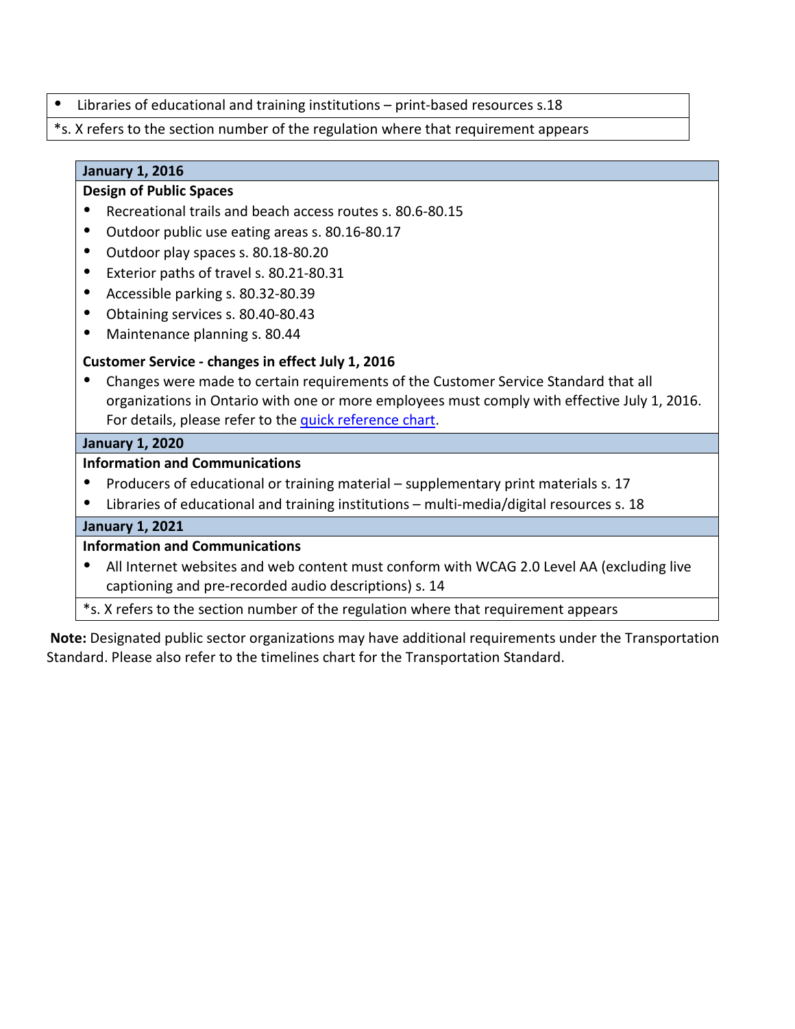| |
|---|
| • Libraries of educational and training institutions – print-based resources s.18 |
| *s. X refers to the section number of the regulation where that requirement appears |

| **January 1, 2016** |
|---|
| **Design of Public Spaces**<br>• Recreational trails and beach access routes s. 80.6-80.15<br>• Outdoor public use eating areas s. 80.16-80.17<br>• Outdoor play spaces s. 80.18-80.20<br>• Exterior paths of travel s. 80.21-80.31<br>• Accessible parking s. 80.32-80.39<br>• Obtaining services s. 80.40-80.43<br>• Maintenance planning s. 80.44<br><br>**Customer Service - changes in effect July 1, 2016**<br>• Changes were made to certain requirements of the Customer Service Standard that all organizations in Ontario with one or more employees must comply with effective July 1, 2016. For details, please refer to the quick reference chart. |
| **January 1, 2020** |
| **Information and Communications**<br>• Producers of educational or training material – supplementary print materials s. 17<br>• Libraries of educational and training institutions – multi-media/digital resources s. 18 |
| **January 1, 2021** |
| **Information and Communications**<br>• All Internet websites and web content must conform with WCAG 2.0 Level AA (excluding live captioning and pre-recorded audio descriptions) s. 14 |
| *s. X refers to the section number of the regulation where that requirement appears |

**Note:** Designated public sector organizations may have additional requirements under the Transportation Standard. Please also refer to the timelines chart for the Transportation Standard.